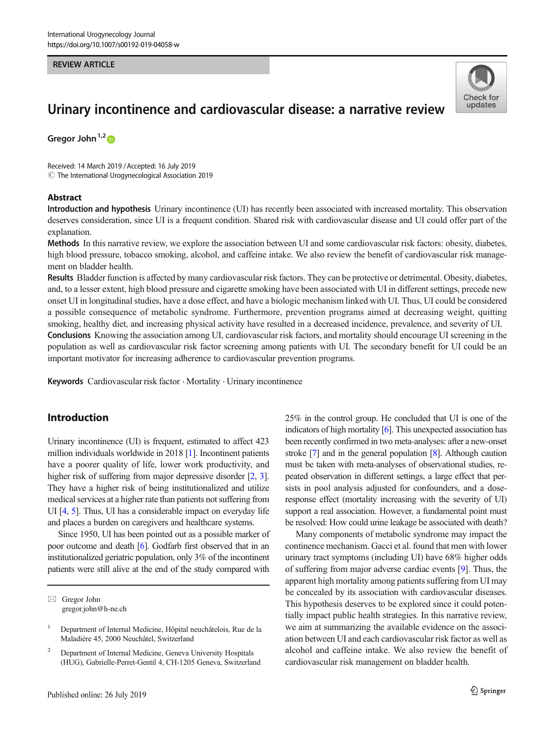REVIEW ARTICLE

# Urinary incontinence and cardiovascular disease: a narrative review

Gregor John [1,2]

Received: 14 March 2019 / Accepted: 16 July 2019
© The International Urogynecological Association 2019

## Abstract

**Introduction and hypothesis** Urinary incontinence (UI) has recently been associated with increased mortality. This observation deserves consideration, since UI is a frequent condition. Shared risk with cardiovascular disease and UI could offer part of the explanation.

**Methods** In this narrative review, we explore the association between UI and some cardiovascular risk factors: obesity, diabetes, high blood pressure, tobacco smoking, alcohol, and caffeine intake. We also review the benefit of cardiovascular risk management on bladder health.

**Results** Bladder function is affected by many cardiovascular risk factors. They can be protective or detrimental. Obesity, diabetes, and, to a lesser extent, high blood pressure and cigarette smoking have been associated with UI in different settings, precede new onset UI in longitudinal studies, have a dose effect, and have a biologic mechanism linked with UI. Thus, UI could be considered a possible consequence of metabolic syndrome. Furthermore, prevention programs aimed at decreasing weight, quitting smoking, healthy diet, and increasing physical activity have resulted in a decreased incidence, prevalence, and severity of UI.

**Conclusions** Knowing the association among UI, cardiovascular risk factors, and mortality should encourage UI screening in the population as well as cardiovascular risk factor screening among patients with UI. The secondary benefit for UI could be an important motivator for increasing adherence to cardiovascular prevention programs.

**Keywords** Cardiovascular risk factor · Mortality · Urinary incontinence

## Introduction

Urinary incontinence (UI) is frequent, estimated to affect 423 million individuals worldwide in 2018 [1]. Incontinent patients have a poorer quality of life, lower work productivity, and higher risk of suffering from major depressive disorder [2, 3]. They have a higher risk of being institutionalized and utilize medical services at a higher rate than patients not suffering from UI [4, 5]. Thus, UI has a considerable impact on everyday life and places a burden on caregivers and healthcare systems.

Since 1950, UI has been pointed out as a possible marker of poor outcome and death [6]. Godfarb first observed that in an institutionalized geriatric population, only 3% of the incontinent patients were still alive at the end of the study compared with 25% in the control group. He concluded that UI is one of the indicators of high mortality [6]. This unexpected association has been recently confirmed in two meta-analyses: after a new-onset stroke [7] and in the general population [8]. Although caution must be taken with meta-analyses of observational studies, repeated observation in different settings, a large effect that persists in pool analysis adjusted for confounders, and a dose-response effect (mortality increasing with the severity of UI) support a real association. However, a fundamental point must be resolved: How could urine leakage be associated with death?

Many components of metabolic syndrome may impact the continence mechanism. Gacci et al. found that men with lower urinary tract symptoms (including UI) have 68% higher odds of suffering from major adverse cardiac events [9]. Thus, the apparent high mortality among patients suffering from UI may be concealed by its association with cardiovascular diseases. This hypothesis deserves to be explored since it could potentially impact public health strategies. In this narrative review, we aim at summarizing the available evidence on the association between UI and each cardiovascular risk factor as well as alcohol and caffeine intake. We also review the benefit of cardiovascular risk management on bladder health.

---

✉ Gregor John
gregor.john@h-ne.ch

[1] Department of Internal Medicine, Hôpital neuchâtelois, Rue de la Maladière 45, 2000 Neuchâtel, Switzerland

[2] Department of Internal Medicine, Geneva University Hospitals (HUG), Gabrielle-Perret-Gentil 4, CH-1205 Geneva, Switzerland

Published online: 26 July 2019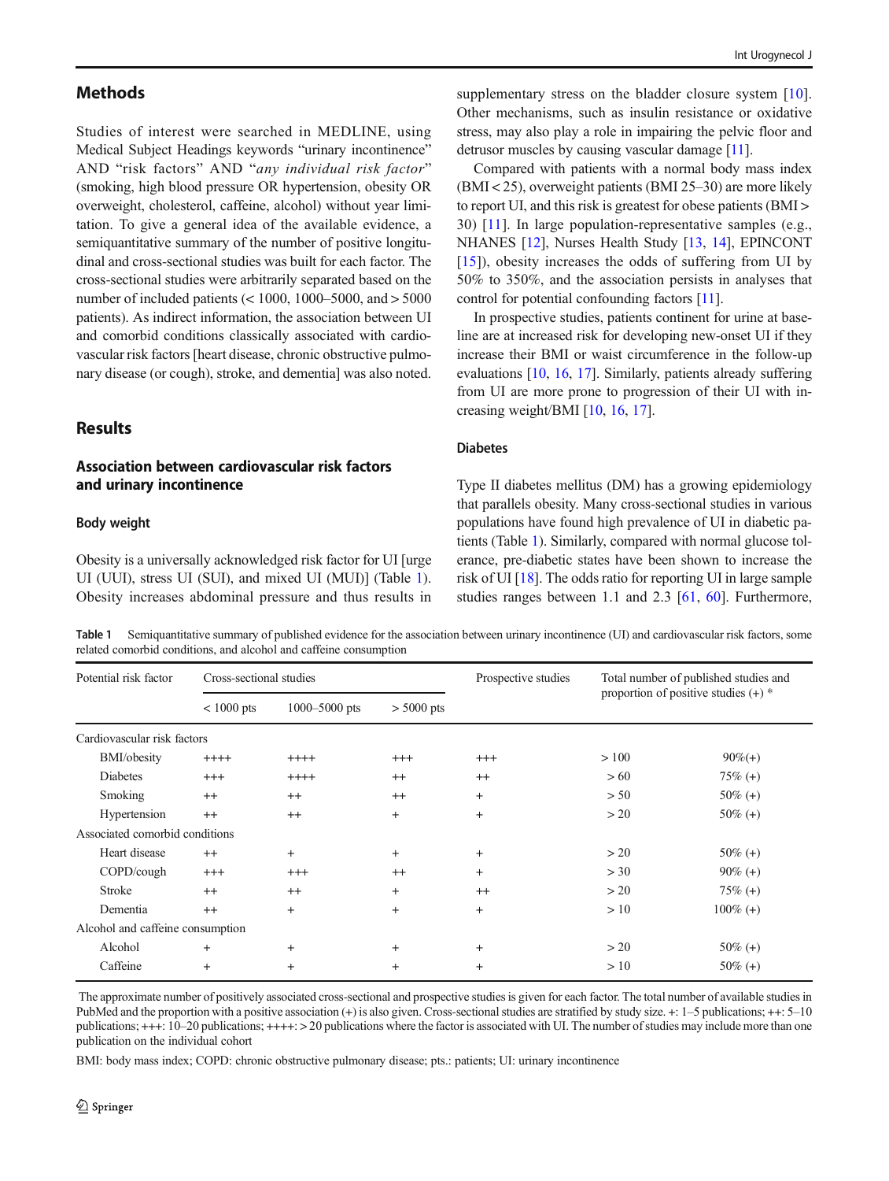## Methods

Studies of interest were searched in MEDLINE, using Medical Subject Headings keywords "urinary incontinence" AND "risk factors" AND "*any individual risk factor*" (smoking, high blood pressure OR hypertension, obesity OR overweight, cholesterol, caffeine, alcohol) without year limitation. To give a general idea of the available evidence, a semiquantitative summary of the number of positive longitudinal and cross-sectional studies was built for each factor. The cross-sectional studies were arbitrarily separated based on the number of included patients (< 1000, 1000–5000, and > 5000 patients). As indirect information, the association between UI and comorbid conditions classically associated with cardiovascular risk factors [heart disease, chronic obstructive pulmonary disease (or cough), stroke, and dementia] was also noted.

## Results

### Association between cardiovascular risk factors and urinary incontinence

#### Body weight

Obesity is a universally acknowledged risk factor for UI [urge UI (UUI), stress UI (SUI), and mixed UI (MUI)] (Table 1). Obesity increases abdominal pressure and thus results in supplementary stress on the bladder closure system [10]. Other mechanisms, such as insulin resistance or oxidative stress, may also play a role in impairing the pelvic floor and detrusor muscles by causing vascular damage [11].

Compared with patients with a normal body mass index (BMI < 25), overweight patients (BMI 25–30) are more likely to report UI, and this risk is greatest for obese patients (BMI > 30) [11]. In large population-representative samples (e.g., NHANES [12], Nurses Health Study [13, 14], EPINCONT [15]), obesity increases the odds of suffering from UI by 50% to 350%, and the association persists in analyses that control for potential confounding factors [11].

In prospective studies, patients continent for urine at baseline are at increased risk for developing new-onset UI if they increase their BMI or waist circumference in the follow-up evaluations [10, 16, 17]. Similarly, patients already suffering from UI are more prone to progression of their UI with increasing weight/BMI [10, 16, 17].

#### Diabetes

Type II diabetes mellitus (DM) has a growing epidemiology that parallels obesity. Many cross-sectional studies in various populations have found high prevalence of UI in diabetic patients (Table 1). Similarly, compared with normal glucose tolerance, pre-diabetic states have been shown to increase the risk of UI [18]. The odds ratio for reporting UI in large sample studies ranges between 1.1 and 2.3 [61, 60]. Furthermore,

**Table 1** Semiquantitative summary of published evidence for the association between urinary incontinence (UI) and cardiovascular risk factors, some related comorbid conditions, and alcohol and caffeine consumption

| Potential risk factor | Cross-sectional studies | | | Prospective studies | Total number of published studies and proportion of positive studies (+) * | |
|---|---|---|---|---|---|---|
| | < 1000 pts | 1000–5000 pts | > 5000 pts | | | |
| Cardiovascular risk factors | | | | | | |
| BMI/obesity | ++++ | ++++ | +++ | +++ | > 100 | 90%(+) |
| Diabetes | +++ | ++++ | ++ | ++ | > 60 | 75% (+) |
| Smoking | ++ | ++ | ++ | + | > 50 | 50% (+) |
| Hypertension | ++ | ++ | + | + | > 20 | 50% (+) |
| Associated comorbid conditions | | | | | | |
| Heart disease | ++ | + | + | + | > 20 | 50% (+) |
| COPD/cough | +++ | +++ | ++ | + | > 30 | 90% (+) |
| Stroke | ++ | ++ | + | ++ | > 20 | 75% (+) |
| Dementia | ++ | + | + | + | > 10 | 100% (+) |
| Alcohol and caffeine consumption | | | | | | |
| Alcohol | + | + | + | + | > 20 | 50% (+) |
| Caffeine | + | + | + | + | > 10 | 50% (+) |

The approximate number of positively associated cross-sectional and prospective studies is given for each factor. The total number of available studies in PubMed and the proportion with a positive association (+) is also given. Cross-sectional studies are stratified by study size. +: 1–5 publications; ++: 5–10 publications; +++: 10–20 publications; ++++: > 20 publications where the factor is associated with UI. The number of studies may include more than one publication on the individual cohort

BMI: body mass index; COPD: chronic obstructive pulmonary disease; pts.: patients; UI: urinary incontinence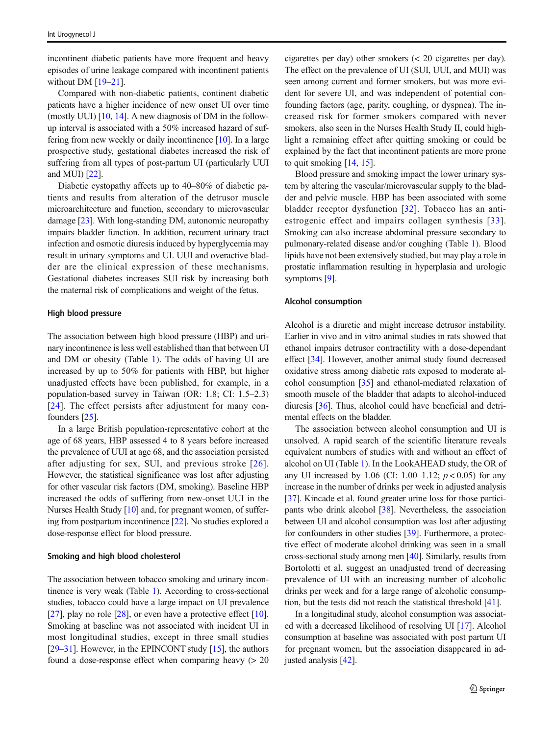incontinent diabetic patients have more frequent and heavy episodes of urine leakage compared with incontinent patients without DM [19–21].

Compared with non-diabetic patients, continent diabetic patients have a higher incidence of new onset UI over time (mostly UUI) [10, 14]. A new diagnosis of DM in the follow-up interval is associated with a 50% increased hazard of suffering from new weekly or daily incontinence [10]. In a large prospective study, gestational diabetes increased the risk of suffering from all types of post-partum UI (particularly UUI and MUI) [22].

Diabetic cystopathy affects up to 40–80% of diabetic patients and results from alteration of the detrusor muscle microarchitecture and function, secondary to microvascular damage [23]. With long-standing DM, autonomic neuropathy impairs bladder function. In addition, recurrent urinary tract infection and osmotic diuresis induced by hyperglycemia may result in urinary symptoms and UI. UUI and overactive bladder are the clinical expression of these mechanisms. Gestational diabetes increases SUI risk by increasing both the maternal risk of complications and weight of the fetus.

### High blood pressure

The association between high blood pressure (HBP) and urinary incontinence is less well established than that between UI and DM or obesity (Table 1). The odds of having UI are increased by up to 50% for patients with HBP, but higher unadjusted effects have been published, for example, in a population-based survey in Taiwan (OR: 1.8; CI: 1.5–2.3) [24]. The effect persists after adjustment for many confounders [25].

In a large British population-representative cohort at the age of 68 years, HBP assessed 4 to 8 years before increased the prevalence of UUI at age 68, and the association persisted after adjusting for sex, SUI, and previous stroke [26]. However, the statistical significance was lost after adjusting for other vascular risk factors (DM, smoking). Baseline HBP increased the odds of suffering from new-onset UUI in the Nurses Health Study [10] and, for pregnant women, of suffering from postpartum incontinence [22]. No studies explored a dose-response effect for blood pressure.

### Smoking and high blood cholesterol

The association between tobacco smoking and urinary incontinence is very weak (Table 1). According to cross-sectional studies, tobacco could have a large impact on UI prevalence [27], play no role [28], or even have a protective effect [10]. Smoking at baseline was not associated with incident UI in most longitudinal studies, except in three small studies [29–31]. However, in the EPINCONT study [15], the authors found a dose-response effect when comparing heavy (> 20 cigarettes per day) other smokers (< 20 cigarettes per day). The effect on the prevalence of UI (SUI, UUI, and MUI) was seen among current and former smokers, but was more evident for severe UI, and was independent of potential confounding factors (age, parity, coughing, or dyspnea). The increased risk for former smokers compared with never smokers, also seen in the Nurses Health Study II, could highlight a remaining effect after quitting smoking or could be explained by the fact that incontinent patients are more prone to quit smoking [14, 15].

Blood pressure and smoking impact the lower urinary system by altering the vascular/microvascular supply to the bladder and pelvic muscle. HBP has been associated with some bladder receptor dysfunction [32]. Tobacco has an anti-estrogenic effect and impairs collagen synthesis [33]. Smoking can also increase abdominal pressure secondary to pulmonary-related disease and/or coughing (Table 1). Blood lipids have not been extensively studied, but may play a role in prostatic inflammation resulting in hyperplasia and urologic symptoms [9].

### Alcohol consumption

Alcohol is a diuretic and might increase detrusor instability. Earlier in vivo and in vitro animal studies in rats showed that ethanol impairs detrusor contractility with a dose-dependant effect [34]. However, another animal study found decreased oxidative stress among diabetic rats exposed to moderate alcohol consumption [35] and ethanol-mediated relaxation of smooth muscle of the bladder that adapts to alcohol-induced diuresis [36]. Thus, alcohol could have beneficial and detrimental effects on the bladder.

The association between alcohol consumption and UI is unsolved. A rapid search of the scientific literature reveals equivalent numbers of studies with and without an effect of alcohol on UI (Table 1). In the LookAHEAD study, the OR of any UI increased by 1.06 (CI: 1.00–1.12; $p < 0.05$) for any increase in the number of drinks per week in adjusted analysis [37]. Kincade et al. found greater urine loss for those participants who drink alcohol [38]. Nevertheless, the association between UI and alcohol consumption was lost after adjusting for confounders in other studies [39]. Furthermore, a protective effect of moderate alcohol drinking was seen in a small cross-sectional study among men [40]. Similarly, results from Bortolotti et al. suggest an unadjusted trend of decreasing prevalence of UI with an increasing number of alcoholic drinks per week and for a large range of alcoholic consumption, but the tests did not reach the statistical threshold [41].

In a longitudinal study, alcohol consumption was associated with a decreased likelihood of resolving UI [17]. Alcohol consumption at baseline was associated with post partum UI for pregnant women, but the association disappeared in adjusted analysis [42].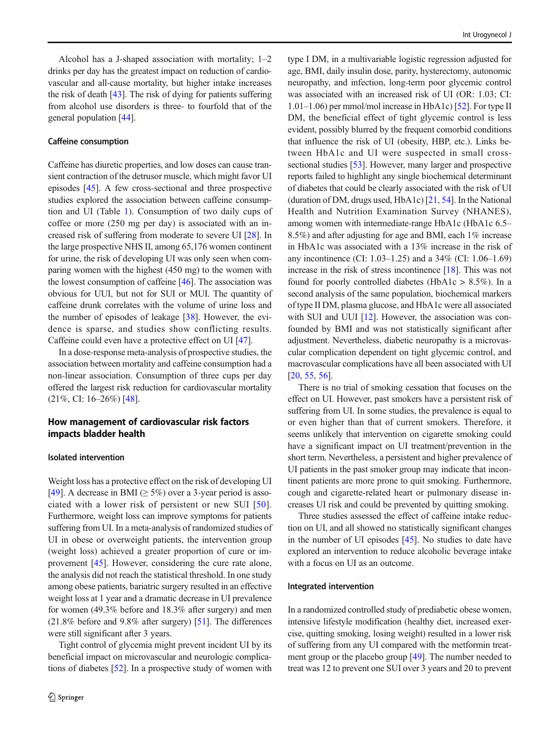Alcohol has a J-shaped association with mortality; 1–2 drinks per day has the greatest impact on reduction of cardiovascular and all-cause mortality, but higher intake increases the risk of death [43]. The risk of dying for patients suffering from alcohol use disorders is three- to fourfold that of the general population [44].

### Caffeine consumption

Caffeine has diuretic properties, and low doses can cause transient contraction of the detrusor muscle, which might favor UI episodes [45]. A few cross-sectional and three prospective studies explored the association between caffeine consumption and UI (Table 1). Consumption of two daily cups of coffee or more (250 mg per day) is associated with an increased risk of suffering from moderate to severe UI [28]. In the large prospective NHS II, among 65,176 women continent for urine, the risk of developing UI was only seen when comparing women with the highest (450 mg) to the women with the lowest consumption of caffeine [46]. The association was obvious for UUI, but not for SUI or MUI. The quantity of caffeine drunk correlates with the volume of urine loss and the number of episodes of leakage [38]. However, the evidence is sparse, and studies show conflicting results. Caffeine could even have a protective effect on UI [47].

In a dose-response meta-analysis of prospective studies, the association between mortality and caffeine consumption had a non-linear association. Consumption of three cups per day offered the largest risk reduction for cardiovascular mortality (21%, CI: 16–26%) [48].

## How management of cardiovascular risk factors impacts bladder health

### Isolated intervention

Weight loss has a protective effect on the risk of developing UI [49]. A decrease in BMI (≥ 5%) over a 3-year period is associated with a lower risk of persistent or new SUI [50]. Furthermore, weight loss can improve symptoms for patients suffering from UI. In a meta-analysis of randomized studies of UI in obese or overweight patients, the intervention group (weight loss) achieved a greater proportion of cure or improvement [45]. However, considering the cure rate alone, the analysis did not reach the statistical threshold. In one study among obese patients, bariatric surgery resulted in an effective weight loss at 1 year and a dramatic decrease in UI prevalence for women (49.3% before and 18.3% after surgery) and men (21.8% before and 9.8% after surgery) [51]. The differences were still significant after 3 years.

Tight control of glycemia might prevent incident UI by its beneficial impact on microvascular and neurologic complications of diabetes [52]. In a prospective study of women with type I DM, in a multivariable logistic regression adjusted for age, BMI, daily insulin dose, parity, hysterectomy, autonomic neuropathy, and infection, long-term poor glycemic control was associated with an increased risk of UI (OR: 1.03; CI: 1.01–1.06) per mmol/mol increase in HbA1c) [52]. For type II DM, the beneficial effect of tight glycemic control is less evident, possibly blurred by the frequent comorbid conditions that influence the risk of UI (obesity, HBP, etc.). Links between HbA1c and UI were suspected in small cross-sectional studies [53]. However, many larger and prospective reports failed to highlight any single biochemical determinant of diabetes that could be clearly associated with the risk of UI (duration of DM, drugs used, HbA1c) [21, 54]. In the National Health and Nutrition Examination Survey (NHANES), among women with intermediate-range HbA1c (HbA1c 6.5–8.5%) and after adjusting for age and BMI, each 1% increase in HbA1c was associated with a 13% increase in the risk of any incontinence (CI: 1.03–1.25) and a 34% (CI: 1.06–1.69) increase in the risk of stress incontinence [18]. This was not found for poorly controlled diabetes (HbA1c > 8.5%). In a second analysis of the same population, biochemical markers of type II DM, plasma glucose, and HbA1c were all associated with SUI and UUI [12]. However, the association was confounded by BMI and was not statistically significant after adjustment. Nevertheless, diabetic neuropathy is a microvascular complication dependent on tight glycemic control, and macrovascular complications have all been associated with UI [20, 55, 56].

There is no trial of smoking cessation that focuses on the effect on UI. However, past smokers have a persistent risk of suffering from UI. In some studies, the prevalence is equal to or even higher than that of current smokers. Therefore, it seems unlikely that intervention on cigarette smoking could have a significant impact on UI treatment/prevention in the short term. Nevertheless, a persistent and higher prevalence of UI patients in the past smoker group may indicate that incontinent patients are more prone to quit smoking. Furthermore, cough and cigarette-related heart or pulmonary disease increases UI risk and could be prevented by quitting smoking.

Three studies assessed the effect of caffeine intake reduction on UI, and all showed no statistically significant changes in the number of UI episodes [45]. No studies to date have explored an intervention to reduce alcoholic beverage intake with a focus on UI as an outcome.

### Integrated intervention

In a randomized controlled study of prediabetic obese women, intensive lifestyle modification (healthy diet, increased exercise, quitting smoking, losing weight) resulted in a lower risk of suffering from any UI compared with the metformin treatment group or the placebo group [49]. The number needed to treat was 12 to prevent one SUI over 3 years and 20 to prevent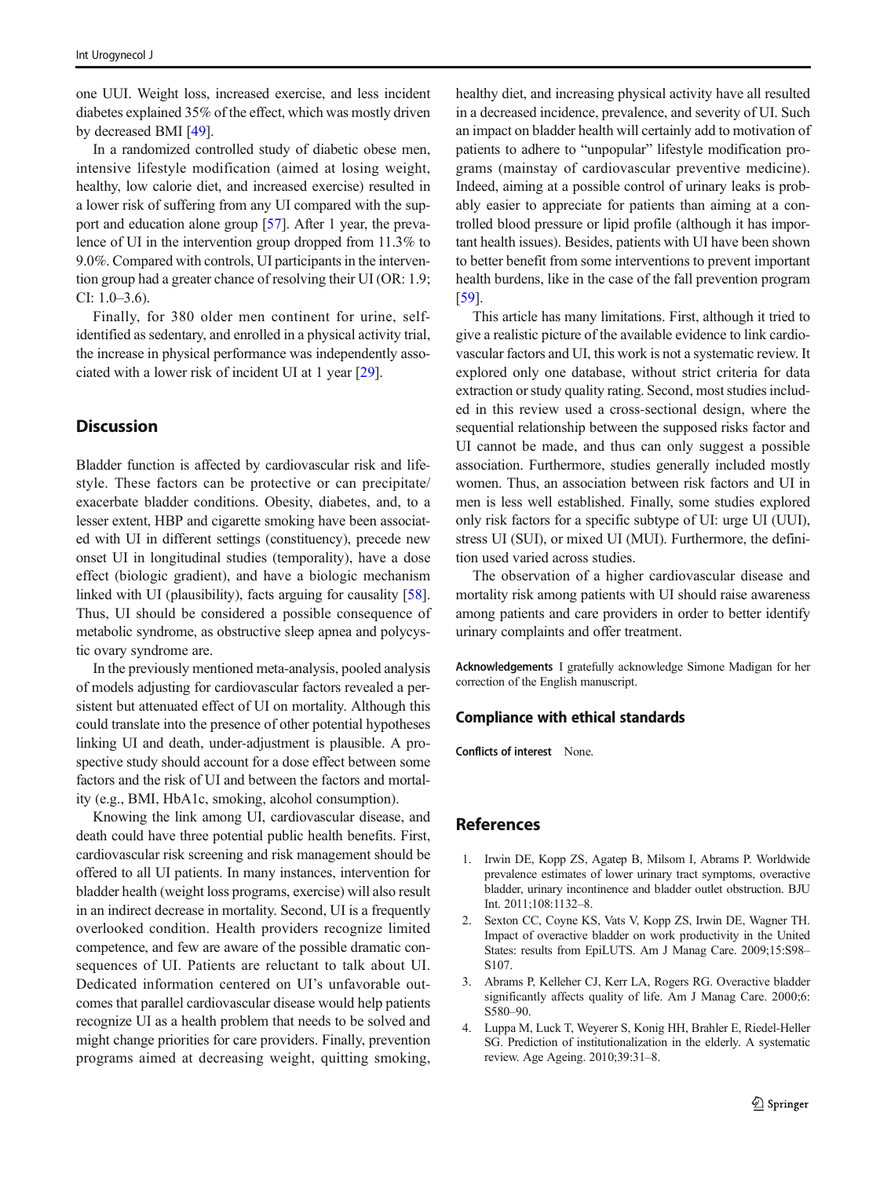one UUI. Weight loss, increased exercise, and less incident diabetes explained 35% of the effect, which was mostly driven by decreased BMI [49].

In a randomized controlled study of diabetic obese men, intensive lifestyle modification (aimed at losing weight, healthy, low calorie diet, and increased exercise) resulted in a lower risk of suffering from any UI compared with the support and education alone group [57]. After 1 year, the prevalence of UI in the intervention group dropped from 11.3% to 9.0%. Compared with controls, UI participants in the intervention group had a greater chance of resolving their UI (OR: 1.9; CI: 1.0–3.6).

Finally, for 380 older men continent for urine, self-identified as sedentary, and enrolled in a physical activity trial, the increase in physical performance was independently associated with a lower risk of incident UI at 1 year [29].

## Discussion

Bladder function is affected by cardiovascular risk and lifestyle. These factors can be protective or can precipitate/exacerbate bladder conditions. Obesity, diabetes, and, to a lesser extent, HBP and cigarette smoking have been associated with UI in different settings (constituency), precede new onset UI in longitudinal studies (temporality), have a dose effect (biologic gradient), and have a biologic mechanism linked with UI (plausibility), facts arguing for causality [58]. Thus, UI should be considered a possible consequence of metabolic syndrome, as obstructive sleep apnea and polycystic ovary syndrome are.

In the previously mentioned meta-analysis, pooled analysis of models adjusting for cardiovascular factors revealed a persistent but attenuated effect of UI on mortality. Although this could translate into the presence of other potential hypotheses linking UI and death, under-adjustment is plausible. A prospective study should account for a dose effect between some factors and the risk of UI and between the factors and mortality (e.g., BMI, HbA1c, smoking, alcohol consumption).

Knowing the link among UI, cardiovascular disease, and death could have three potential public health benefits. First, cardiovascular risk screening and risk management should be offered to all UI patients. In many instances, intervention for bladder health (weight loss programs, exercise) will also result in an indirect decrease in mortality. Second, UI is a frequently overlooked condition. Health providers recognize limited competence, and few are aware of the possible dramatic consequences of UI. Patients are reluctant to talk about UI. Dedicated information centered on UI's unfavorable outcomes that parallel cardiovascular disease would help patients recognize UI as a health problem that needs to be solved and might change priorities for care providers. Finally, prevention programs aimed at decreasing weight, quitting smoking, healthy diet, and increasing physical activity have all resulted in a decreased incidence, prevalence, and severity of UI. Such an impact on bladder health will certainly add to motivation of patients to adhere to "unpopular" lifestyle modification programs (mainstay of cardiovascular preventive medicine). Indeed, aiming at a possible control of urinary leaks is probably easier to appreciate for patients than aiming at a controlled blood pressure or lipid profile (although it has important health issues). Besides, patients with UI have been shown to better benefit from some interventions to prevent important health burdens, like in the case of the fall prevention program [59].

This article has many limitations. First, although it tried to give a realistic picture of the available evidence to link cardiovascular factors and UI, this work is not a systematic review. It explored only one database, without strict criteria for data extraction or study quality rating. Second, most studies included in this review used a cross-sectional design, where the sequential relationship between the supposed risks factor and UI cannot be made, and thus can only suggest a possible association. Furthermore, studies generally included mostly women. Thus, an association between risk factors and UI in men is less well established. Finally, some studies explored only risk factors for a specific subtype of UI: urge UI (UUI), stress UI (SUI), or mixed UI (MUI). Furthermore, the definition used varied across studies.

The observation of a higher cardiovascular disease and mortality risk among patients with UI should raise awareness among patients and care providers in order to better identify urinary complaints and offer treatment.

**Acknowledgements** I gratefully acknowledge Simone Madigan for her correction of the English manuscript.

### Compliance with ethical standards

**Conflicts of interest** None.

## References

1. Irwin DE, Kopp ZS, Agatep B, Milsom I, Abrams P. Worldwide prevalence estimates of lower urinary tract symptoms, overactive bladder, urinary incontinence and bladder outlet obstruction. BJU Int. 2011;108:1132–8.
2. Sexton CC, Coyne KS, Vats V, Kopp ZS, Irwin DE, Wagner TH. Impact of overactive bladder on work productivity in the United States: results from EpiLUTS. Am J Manag Care. 2009;15:S98–S107.
3. Abrams P, Kelleher CJ, Kerr LA, Rogers RG. Overactive bladder significantly affects quality of life. Am J Manag Care. 2000;6: S580–90.
4. Luppa M, Luck T, Weyerer S, Konig HH, Brahler E, Riedel-Heller SG. Prediction of institutionalization in the elderly. A systematic review. Age Ageing. 2010;39:31–8.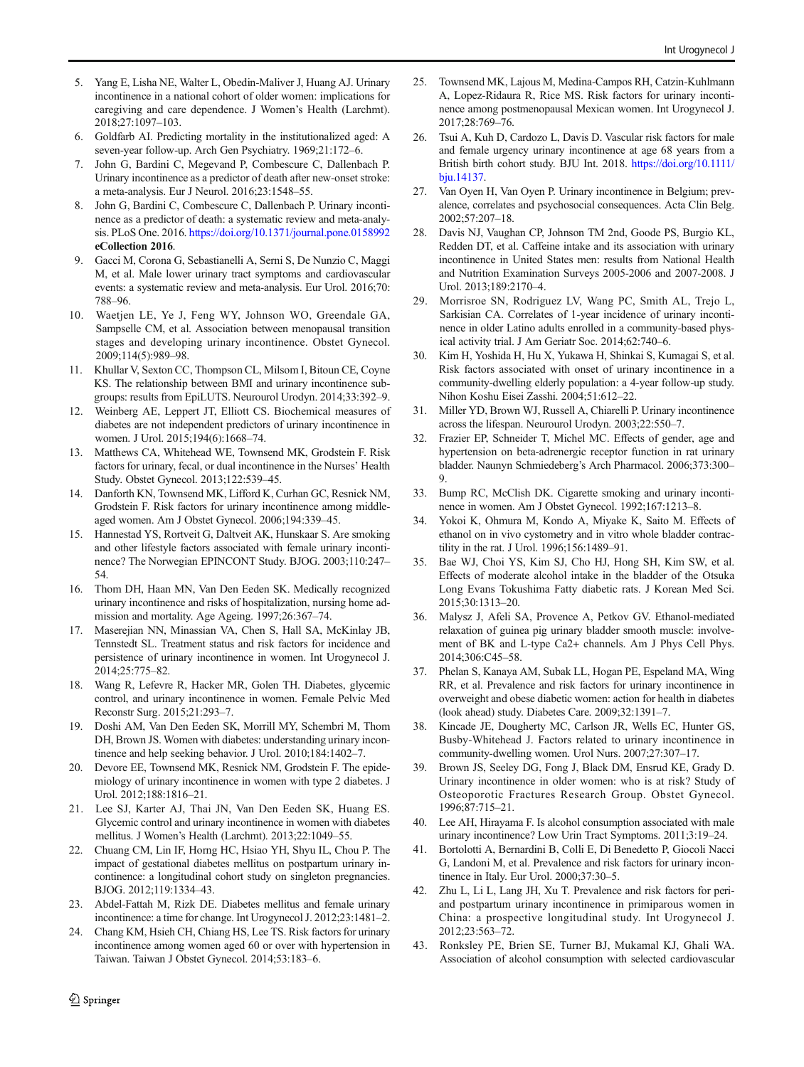5. Yang E, Lisha NE, Walter L, Obedin-Maliver J, Huang AJ. Urinary incontinence in a national cohort of older women: implications for caregiving and care dependence. J Women's Health (Larchmt). 2018;27:1097–103.
6. Goldfarb AI. Predicting mortality in the institutionalized aged: A seven-year follow-up. Arch Gen Psychiatry. 1969;21:172–6.
7. John G, Bardini C, Megevand P, Combescure C, Dallenbach P. Urinary incontinence as a predictor of death after new-onset stroke: a meta-analysis. Eur J Neurol. 2016;23:1548–55.
8. John G, Bardini C, Combescure C, Dallenbach P. Urinary incontinence as a predictor of death: a systematic review and meta-analysis. PLoS One. 2016. https://doi.org/10.1371/journal.pone.0158992 **eCollection 2016**.
9. Gacci M, Corona G, Sebastianelli A, Serni S, De Nunzio C, Maggi M, et al. Male lower urinary tract symptoms and cardiovascular events: a systematic review and meta-analysis. Eur Urol. 2016;70:788–96.
10. Waetjen LE, Ye J, Feng WY, Johnson WO, Greendale GA, Sampselle CM, et al. Association between menopausal transition stages and developing urinary incontinence. Obstet Gynecol. 2009;114(5):989–98.
11. Khullar V, Sexton CC, Thompson CL, Milsom I, Bitoun CE, Coyne KS. The relationship between BMI and urinary incontinence subgroups: results from EpiLUTS. Neurourol Urodyn. 2014;33:392–9.
12. Weinberg AE, Leppert JT, Elliott CS. Biochemical measures of diabetes are not independent predictors of urinary incontinence in women. J Urol. 2015;194(6):1668–74.
13. Matthews CA, Whitehead WE, Townsend MK, Grodstein F. Risk factors for urinary, fecal, or dual incontinence in the Nurses' Health Study. Obstet Gynecol. 2013;122:539–45.
14. Danforth KN, Townsend MK, Lifford K, Curhan GC, Resnick NM, Grodstein F. Risk factors for urinary incontinence among middle-aged women. Am J Obstet Gynecol. 2006;194:339–45.
15. Hannestad YS, Rortveit G, Daltveit AK, Hunskaar S. Are smoking and other lifestyle factors associated with female urinary incontinence? The Norwegian EPINCONT Study. BJOG. 2003;110:247–54.
16. Thom DH, Haan MN, Van Den Eeden SK. Medically recognized urinary incontinence and risks of hospitalization, nursing home admission and mortality. Age Ageing. 1997;26:367–74.
17. Maserejian NN, Minassian VA, Chen S, Hall SA, McKinlay JB, Tennstedt SL. Treatment status and risk factors for incidence and persistence of urinary incontinence in women. Int Urogynecol J. 2014;25:775–82.
18. Wang R, Lefevre R, Hacker MR, Golen TH. Diabetes, glycemic control, and urinary incontinence in women. Female Pelvic Med Reconstr Surg. 2015;21:293–7.
19. Doshi AM, Van Den Eeden SK, Morrill MY, Schembri M, Thom DH, Brown JS. Women with diabetes: understanding urinary incontinence and help seeking behavior. J Urol. 2010;184:1402–7.
20. Devore EE, Townsend MK, Resnick NM, Grodstein F. The epidemiology of urinary incontinence in women with type 2 diabetes. J Urol. 2012;188:1816–21.
21. Lee SJ, Karter AJ, Thai JN, Van Den Eeden SK, Huang ES. Glycemic control and urinary incontinence in women with diabetes mellitus. J Women's Health (Larchmt). 2013;22:1049–55.
22. Chuang CM, Lin IF, Horng HC, Hsiao YH, Shyu IL, Chou P. The impact of gestational diabetes mellitus on postpartum urinary incontinence: a longitudinal cohort study on singleton pregnancies. BJOG. 2012;119:1334–43.
23. Abdel-Fattah M, Rizk DE. Diabetes mellitus and female urinary incontinence: a time for change. Int Urogynecol J. 2012;23:1481–2.
24. Chang KM, Hsieh CH, Chiang HS, Lee TS. Risk factors for urinary incontinence among women aged 60 or over with hypertension in Taiwan. Taiwan J Obstet Gynecol. 2014;53:183–6.
25. Townsend MK, Lajous M, Medina-Campos RH, Catzin-Kuhlmann A, Lopez-Ridaura R, Rice MS. Risk factors for urinary incontinence among postmenopausal Mexican women. Int Urogynecol J. 2017;28:769–76.
26. Tsui A, Kuh D, Cardozo L, Davis D. Vascular risk factors for male and female urgency urinary incontinence at age 68 years from a British birth cohort study. BJU Int. 2018. https://doi.org/10.1111/bju.14137.
27. Van Oyen H, Van Oyen P. Urinary incontinence in Belgium; prevalence, correlates and psychosocial consequences. Acta Clin Belg. 2002;57:207–18.
28. Davis NJ, Vaughan CP, Johnson TM 2nd, Goode PS, Burgio KL, Redden DT, et al. Caffeine intake and its association with urinary incontinence in United States men: results from National Health and Nutrition Examination Surveys 2005-2006 and 2007-2008. J Urol. 2013;189:2170–4.
29. Morrisroe SN, Rodriguez LV, Wang PC, Smith AL, Trejo L, Sarkisian CA. Correlates of 1-year incidence of urinary incontinence in older Latino adults enrolled in a community-based physical activity trial. J Am Geriatr Soc. 2014;62:740–6.
30. Kim H, Yoshida H, Hu X, Yukawa H, Shinkai S, Kumagai S, et al. Risk factors associated with onset of urinary incontinence in a community-dwelling elderly population: a 4-year follow-up study. Nihon Koshu Eisei Zasshi. 2004;51:612–22.
31. Miller YD, Brown WJ, Russell A, Chiarelli P. Urinary incontinence across the lifespan. Neurourol Urodyn. 2003;22:550–7.
32. Frazier EP, Schneider T, Michel MC. Effects of gender, age and hypertension on beta-adrenergic receptor function in rat urinary bladder. Naunyn Schmiedeberg's Arch Pharmacol. 2006;373:300–9.
33. Bump RC, McClish DK. Cigarette smoking and urinary incontinence in women. Am J Obstet Gynecol. 1992;167:1213–8.
34. Yokoi K, Ohmura M, Kondo A, Miyake K, Saito M. Effects of ethanol on in vivo cystometry and in vitro whole bladder contractility in the rat. J Urol. 1996;156:1489–91.
35. Bae WJ, Choi YS, Kim SJ, Cho HJ, Hong SH, Kim SW, et al. Effects of moderate alcohol intake in the bladder of the Otsuka Long Evans Tokushima Fatty diabetic rats. J Korean Med Sci. 2015;30:1313–20.
36. Malysz J, Afeli SA, Provence A, Petkov GV. Ethanol-mediated relaxation of guinea pig urinary bladder smooth muscle: involvement of BK and L-type Ca2+ channels. Am J Phys Cell Phys. 2014;306:C45–58.
37. Phelan S, Kanaya AM, Subak LL, Hogan PE, Espeland MA, Wing RR, et al. Prevalence and risk factors for urinary incontinence in overweight and obese diabetic women: action for health in diabetes (look ahead) study. Diabetes Care. 2009;32:1391–7.
38. Kincade JE, Dougherty MC, Carlson JR, Wells EC, Hunter GS, Busby-Whitehead J. Factors related to urinary incontinence in community-dwelling women. Urol Nurs. 2007;27:307–17.
39. Brown JS, Seeley DG, Fong J, Black DM, Ensrud KE, Grady D. Urinary incontinence in older women: who is at risk? Study of Osteoporotic Fractures Research Group. Obstet Gynecol. 1996;87:715–21.
40. Lee AH, Hirayama F. Is alcohol consumption associated with male urinary incontinence? Low Urin Tract Symptoms. 2011;3:19–24.
41. Bortolotti A, Bernardini B, Colli E, Di Benedetto P, Giocoli Nacci G, Landoni M, et al. Prevalence and risk factors for urinary incontinence in Italy. Eur Urol. 2000;37:30–5.
42. Zhu L, Li L, Lang JH, Xu T. Prevalence and risk factors for peri- and postpartum urinary incontinence in primiparous women in China: a prospective longitudinal study. Int Urogynecol J. 2012;23:563–72.
43. Ronksley PE, Brien SE, Turner BJ, Mukamal KJ, Ghali WA. Association of alcohol consumption with selected cardiovascular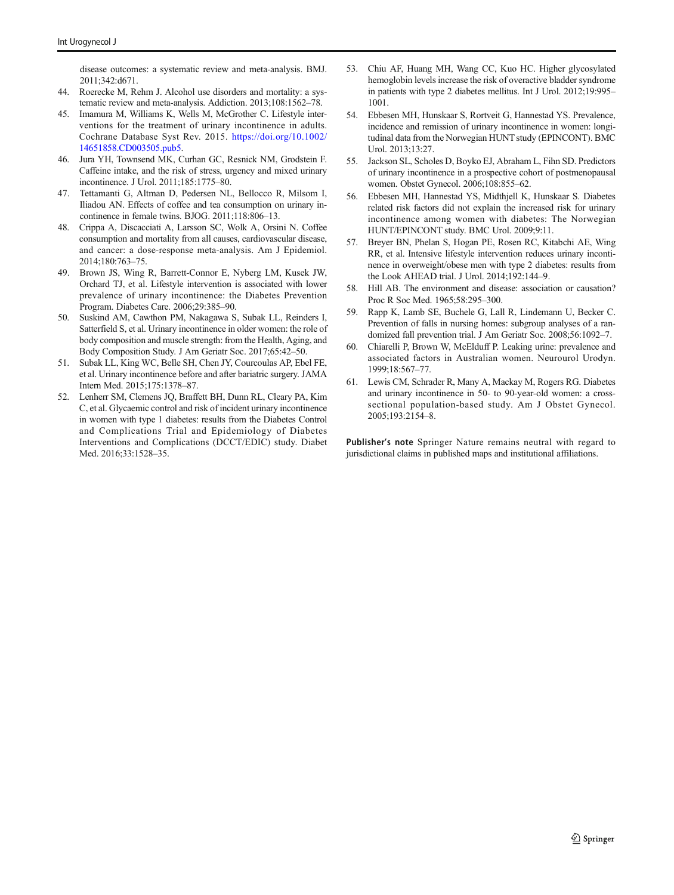disease outcomes: a systematic review and meta-analysis. BMJ. 2011;342:d671.

44. Roerecke M, Rehm J. Alcohol use disorders and mortality: a systematic review and meta-analysis. Addiction. 2013;108:1562–78.
45. Imamura M, Williams K, Wells M, McGrother C. Lifestyle interventions for the treatment of urinary incontinence in adults. Cochrane Database Syst Rev. 2015. https://doi.org/10.1002/14651858.CD003505.pub5.
46. Jura YH, Townsend MK, Curhan GC, Resnick NM, Grodstein F. Caffeine intake, and the risk of stress, urgency and mixed urinary incontinence. J Urol. 2011;185:1775–80.
47. Tettamanti G, Altman D, Pedersen NL, Bellocco R, Milsom I, Iliadou AN. Effects of coffee and tea consumption on urinary incontinence in female twins. BJOG. 2011;118:806–13.
48. Crippa A, Discacciati A, Larsson SC, Wolk A, Orsini N. Coffee consumption and mortality from all causes, cardiovascular disease, and cancer: a dose-response meta-analysis. Am J Epidemiol. 2014;180:763–75.
49. Brown JS, Wing R, Barrett-Connor E, Nyberg LM, Kusek JW, Orchard TJ, et al. Lifestyle intervention is associated with lower prevalence of urinary incontinence: the Diabetes Prevention Program. Diabetes Care. 2006;29:385–90.
50. Suskind AM, Cawthon PM, Nakagawa S, Subak LL, Reinders I, Satterfield S, et al. Urinary incontinence in older women: the role of body composition and muscle strength: from the Health, Aging, and Body Composition Study. J Am Geriatr Soc. 2017;65:42–50.
51. Subak LL, King WC, Belle SH, Chen JY, Courcoulas AP, Ebel FE, et al. Urinary incontinence before and after bariatric surgery. JAMA Intern Med. 2015;175:1378–87.
52. Lenherr SM, Clemens JQ, Braffett BH, Dunn RL, Cleary PA, Kim C, et al. Glycaemic control and risk of incident urinary incontinence in women with type 1 diabetes: results from the Diabetes Control and Complications Trial and Epidemiology of Diabetes Interventions and Complications (DCCT/EDIC) study. Diabet Med. 2016;33:1528–35.
53. Chiu AF, Huang MH, Wang CC, Kuo HC. Higher glycosylated hemoglobin levels increase the risk of overactive bladder syndrome in patients with type 2 diabetes mellitus. Int J Urol. 2012;19:995–1001.
54. Ebbesen MH, Hunskaar S, Rortveit G, Hannestad YS. Prevalence, incidence and remission of urinary incontinence in women: longitudinal data from the Norwegian HUNT study (EPINCONT). BMC Urol. 2013;13:27.
55. Jackson SL, Scholes D, Boyko EJ, Abraham L, Fihn SD. Predictors of urinary incontinence in a prospective cohort of postmenopausal women. Obstet Gynecol. 2006;108:855–62.
56. Ebbesen MH, Hannestad YS, Midthjell K, Hunskaar S. Diabetes related risk factors did not explain the increased risk for urinary incontinence among women with diabetes: The Norwegian HUNT/EPINCONT study. BMC Urol. 2009;9:11.
57. Breyer BN, Phelan S, Hogan PE, Rosen RC, Kitabchi AE, Wing RR, et al. Intensive lifestyle intervention reduces urinary incontinence in overweight/obese men with type 2 diabetes: results from the Look AHEAD trial. J Urol. 2014;192:144–9.
58. Hill AB. The environment and disease: association or causation? Proc R Soc Med. 1965;58:295–300.
59. Rapp K, Lamb SE, Buchele G, Lall R, Lindemann U, Becker C. Prevention of falls in nursing homes: subgroup analyses of a randomized fall prevention trial. J Am Geriatr Soc. 2008;56:1092–7.
60. Chiarelli P, Brown W, McElduff P. Leaking urine: prevalence and associated factors in Australian women. Neurourol Urodyn. 1999;18:567–77.
61. Lewis CM, Schrader R, Many A, Mackay M, Rogers RG. Diabetes and urinary incontinence in 50- to 90-year-old women: a cross-sectional population-based study. Am J Obstet Gynecol. 2005;193:2154–8.

**Publisher's note** Springer Nature remains neutral with regard to jurisdictional claims in published maps and institutional affiliations.